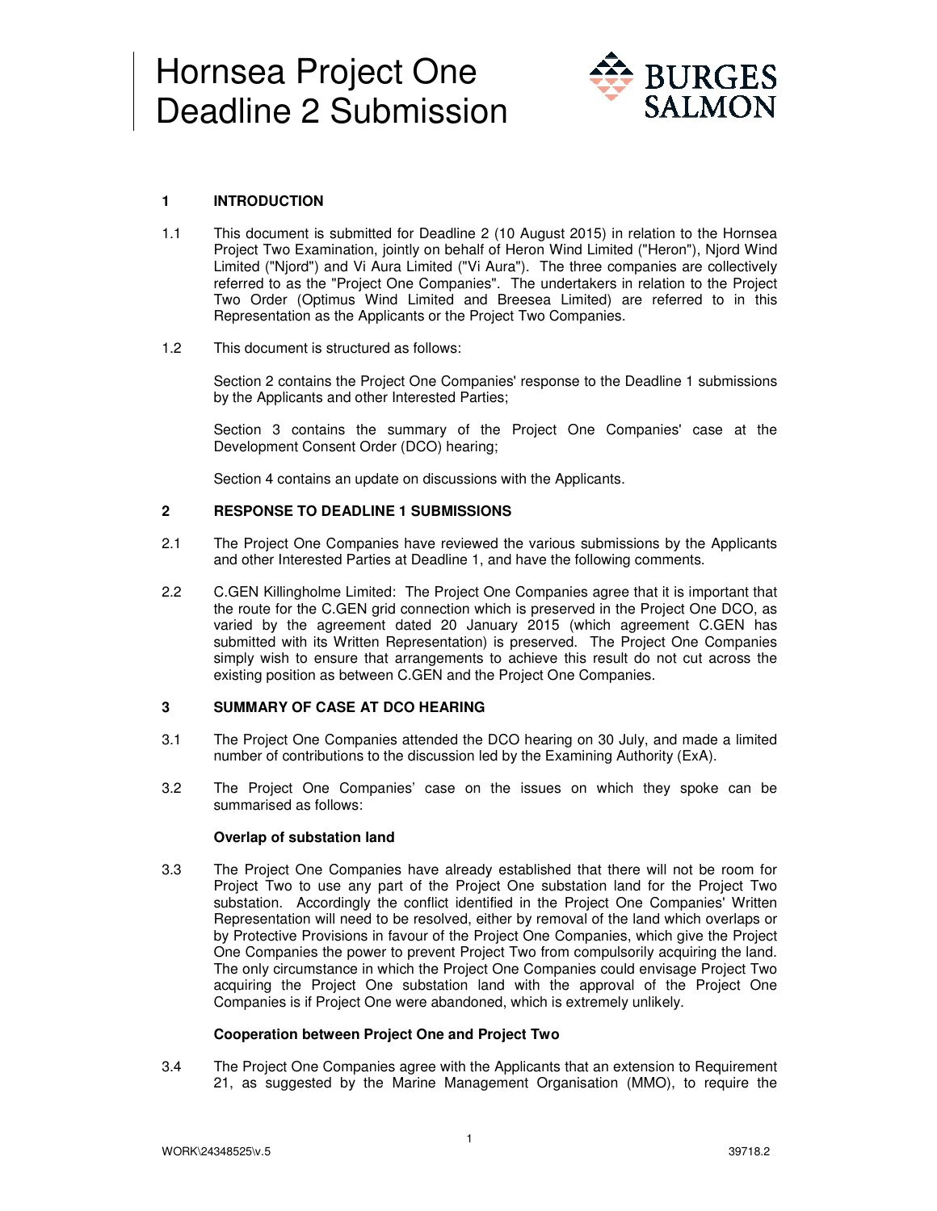# Hornsea Project One Deadline 2 Submission

BURGES SALMON

## 1 INTRODUCTION

1.1 This document is submitted for Deadline 2 (10 August 2015) in relation to the Hornsea Project Two Examination, jointly on behalf of Heron Wind Limited ("Heron"), Njord Wind Limited ("Njord") and Vi Aura Limited ("Vi Aura"). The three companies are collectively referred to as the "Project One Companies". The undertakers in relation to the Project Two Order (Optimus Wind Limited and Breesea Limited) are referred to in this Representation as the Applicants or the Project Two Companies.

1.2 This document is structured as follows:

Section 2 contains the Project One Companies' response to the Deadline 1 submissions by the Applicants and other Interested Parties;

Section 3 contains the summary of the Project One Companies' case at the Development Consent Order (DCO) hearing;

Section 4 contains an update on discussions with the Applicants.

## 2 RESPONSE TO DEADLINE 1 SUBMISSIONS

2.1 The Project One Companies have reviewed the various submissions by the Applicants and other Interested Parties at Deadline 1, and have the following comments.

2.2 C.GEN Killingholme Limited: The Project One Companies agree that it is important that the route for the C.GEN grid connection which is preserved in the Project One DCO, as varied by the agreement dated 20 January 2015 (which agreement C.GEN has submitted with its Written Representation) is preserved. The Project One Companies simply wish to ensure that arrangements to achieve this result do not cut across the existing position as between C.GEN and the Project One Companies.

## 3 SUMMARY OF CASE AT DCO HEARING

3.1 The Project One Companies attended the DCO hearing on 30 July, and made a limited number of contributions to the discussion led by the Examining Authority (ExA).

3.2 The Project One Companies' case on the issues on which they spoke can be summarised as follows:

**Overlap of substation land**

3.3 The Project One Companies have already established that there will not be room for Project Two to use any part of the Project One substation land for the Project Two substation. Accordingly the conflict identified in the Project One Companies' Written Representation will need to be resolved, either by removal of the land which overlaps or by Protective Provisions in favour of the Project One Companies, which give the Project One Companies the power to prevent Project Two from compulsorily acquiring the land. The only circumstance in which the Project One Companies could envisage Project Two acquiring the Project One substation land with the approval of the Project One Companies is if Project One were abandoned, which is extremely unlikely.

**Cooperation between Project One and Project Two**

3.4 The Project One Companies agree with the Applicants that an extension to Requirement 21, as suggested by the Marine Management Organisation (MMO), to require the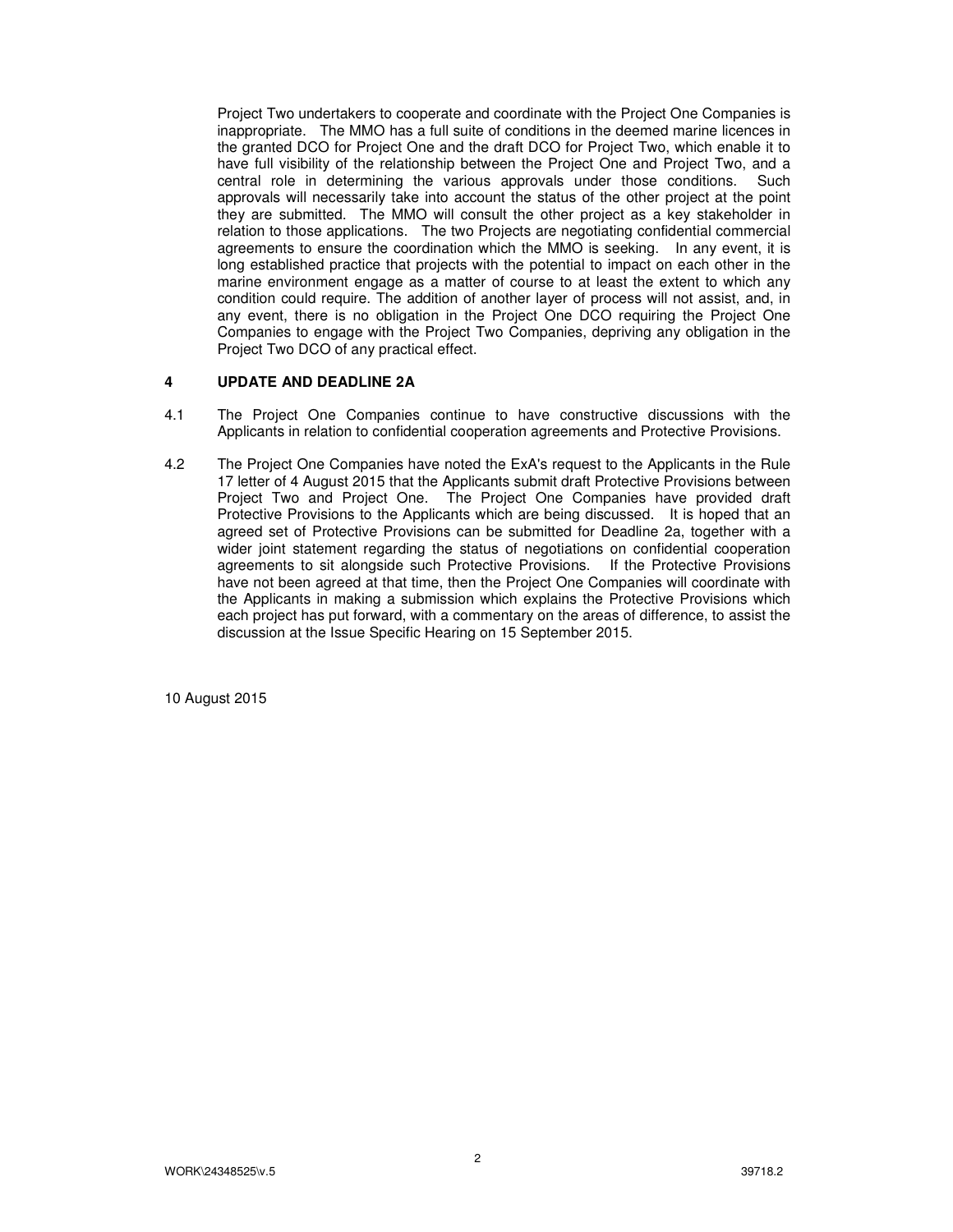Project Two undertakers to cooperate and coordinate with the Project One Companies is inappropriate. The MMO has a full suite of conditions in the deemed marine licences in the granted DCO for Project One and the draft DCO for Project Two, which enable it to have full visibility of the relationship between the Project One and Project Two, and a central role in determining the various approvals under those conditions. Such approvals will necessarily take into account the status of the other project at the point they are submitted. The MMO will consult the other project as a key stakeholder in relation to those applications. The two Projects are negotiating confidential commercial agreements to ensure the coordination which the MMO is seeking. In any event, it is long established practice that projects with the potential to impact on each other in the marine environment engage as a matter of course to at least the extent to which any condition could require. The addition of another layer of process will not assist, and, in any event, there is no obligation in the Project One DCO requiring the Project One Companies to engage with the Project Two Companies, depriving any obligation in the Project Two DCO of any practical effect.

## 4 UPDATE AND DEADLINE 2A

4.1 The Project One Companies continue to have constructive discussions with the Applicants in relation to confidential cooperation agreements and Protective Provisions.

4.2 The Project One Companies have noted the ExA's request to the Applicants in the Rule 17 letter of 4 August 2015 that the Applicants submit draft Protective Provisions between Project Two and Project One. The Project One Companies have provided draft Protective Provisions to the Applicants which are being discussed. It is hoped that an agreed set of Protective Provisions can be submitted for Deadline 2a, together with a wider joint statement regarding the status of negotiations on confidential cooperation agreements to sit alongside such Protective Provisions. If the Protective Provisions have not been agreed at that time, then the Project One Companies will coordinate with the Applicants in making a submission which explains the Protective Provisions which each project has put forward, with a commentary on the areas of difference, to assist the discussion at the Issue Specific Hearing on 15 September 2015.

10 August 2015